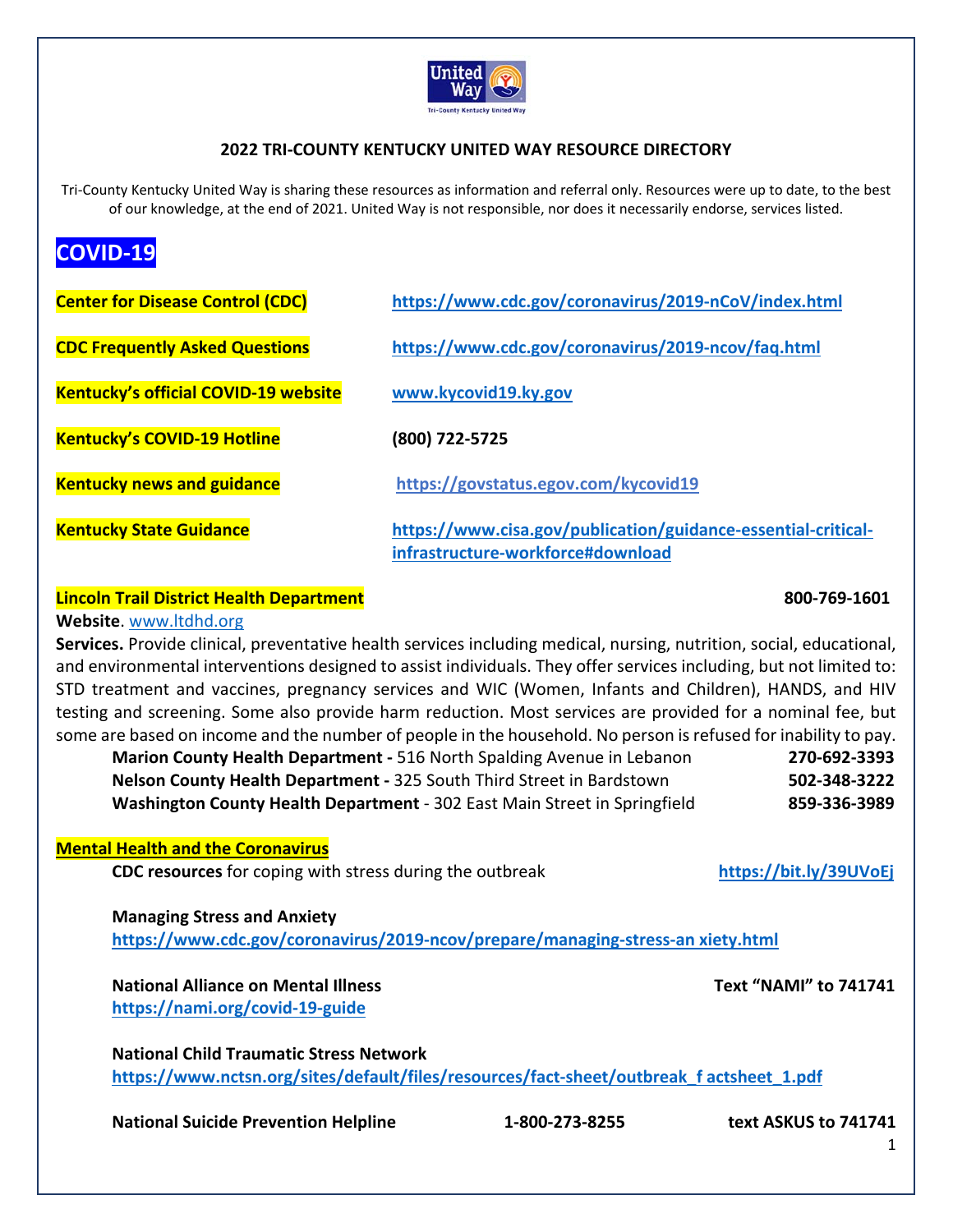# 2022 TRI-COUNTY KENTUCKY UNITED WAY RESOURCE DIRECTORY

Tri-County Kentucky United Way is sharing these resources as information and referral only. Resources were up to date, to the best of our knowledge, at the end of 2021. United Way is not responsible, nor does it necessarily endorse, services listed.

## COVID-19

**Center for Disease Control (CDC)** — **https://www.cdc.gov/coronavirus/2019-nCoV/index.html**

**CDC Frequently Asked Questions** — **https://www.cdc.gov/coronavirus/2019-ncov/faq.html**

**Kentucky's official COVID-19 website** — **www.kycovid19.ky.gov**

**Kentucky's COVID-19 Hotline** — **(800) 722-5725**

**Kentucky news and guidance** — **https://govstatus.egov.com/kycovid19**

**Kentucky State Guidance** — **https://www.cisa.gov/publication/guidance-essential-critical-infrastructure-workforce#download**

### Lincoln Trail District Health Department — 800-769-1601

**Website**. www.ltdhd.org

**Services.** Provide clinical, preventative health services including medical, nursing, nutrition, social, educational, and environmental interventions designed to assist individuals. They offer services including, but not limited to: STD treatment and vaccines, pregnancy services and WIC (Women, Infants and Children), HANDS, and HIV testing and screening. Some also provide harm reduction. Most services are provided for a nominal fee, but some are based on income and the number of people in the household. No person is refused for inability to pay.

- **Marion County Health Department -** 516 North Spalding Avenue in Lebanon — **270-692-3393**
- **Nelson County Health Department -** 325 South Third Street in Bardstown — **502-348-3222**
- **Washington County Health Department** - 302 East Main Street in Springfield — **859-336-3989**

### Mental Health and the Coronavirus

**CDC resources** for coping with stress during the outbreak — **https://bit.ly/39UVoEj**

**Managing Stress and Anxiety**
**https://www.cdc.gov/coronavirus/2019-ncov/prepare/managing-stress-anxiety.html**

**National Alliance on Mental Illness** — **Text "NAMI" to 741741**
**https://nami.org/covid-19-guide**

**National Child Traumatic Stress Network**
**https://www.nctsn.org/sites/default/files/resources/fact-sheet/outbreak_factsheet_1.pdf**

**National Suicide Prevention Helpline** — **1-800-273-8255** — **text ASKUS to 741741**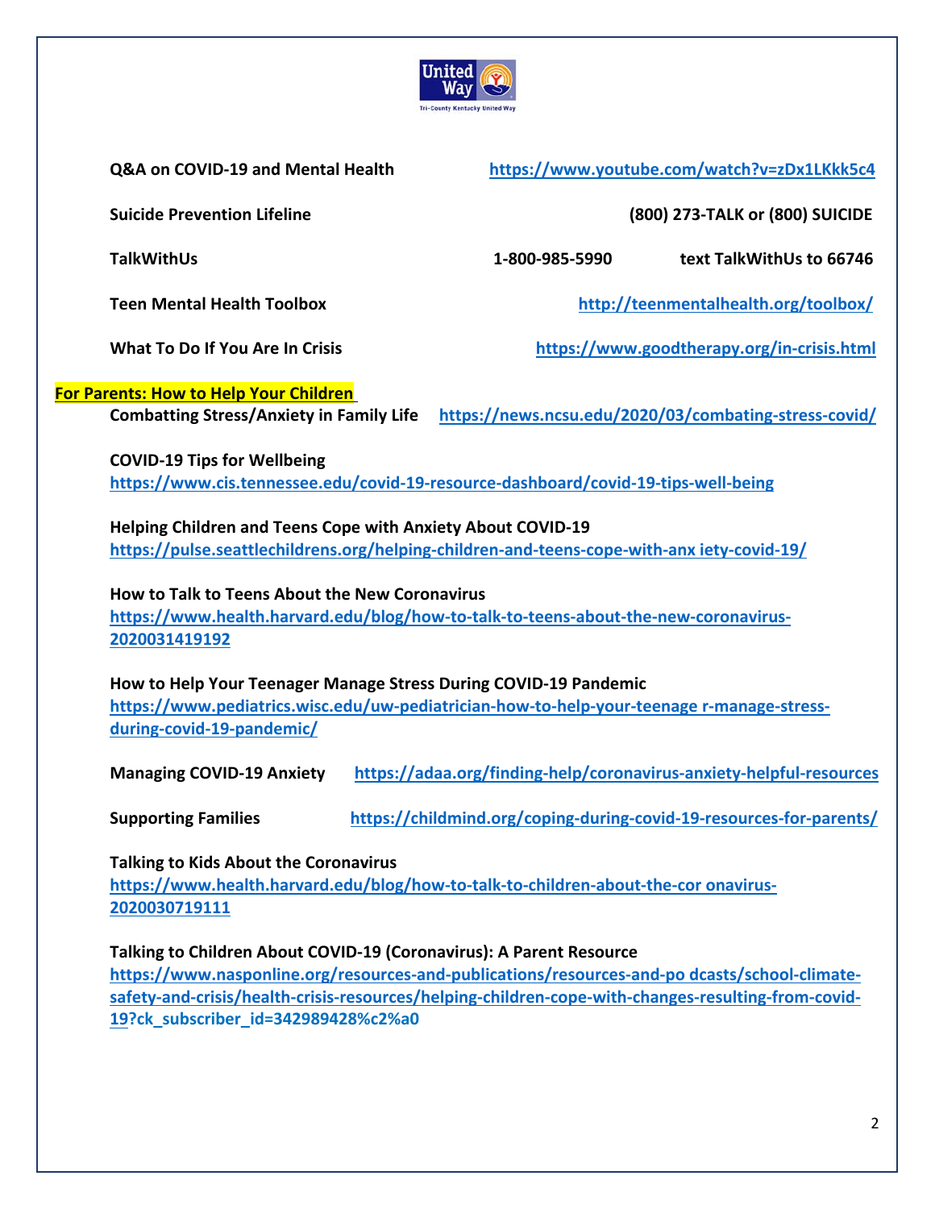**Q&A on COVID-19 and Mental Health** https://www.youtube.com/watch?v=zDx1LKkk5c4

**Suicide Prevention Lifeline** (800) 273-TALK or (800) SUICIDE

**TalkWithUs** 1-800-985-5990 text TalkWithUs to 66746

**Teen Mental Health Toolbox** http://teenmentalhealth.org/toolbox/

**What To Do If You Are In Crisis** https://www.goodtherapy.org/in-crisis.html

## For Parents: How to Help Your Children

**Combatting Stress/Anxiety in Family Life** https://news.ncsu.edu/2020/03/combating-stress-covid/

**COVID-19 Tips for Wellbeing**
https://www.cis.tennessee.edu/covid-19-resource-dashboard/covid-19-tips-well-being

**Helping Children and Teens Cope with Anxiety About COVID-19**
https://pulse.seattlechildrens.org/helping-children-and-teens-cope-with-anx iety-covid-19/

**How to Talk to Teens About the New Coronavirus**
https://www.health.harvard.edu/blog/how-to-talk-to-teens-about-the-new-coronavirus-2020031419192

**How to Help Your Teenager Manage Stress During COVID-19 Pandemic**
https://www.pediatrics.wisc.edu/uw-pediatrician-how-to-help-your-teenage r-manage-stress-during-covid-19-pandemic/

**Managing COVID-19 Anxiety** https://adaa.org/finding-help/coronavirus-anxiety-helpful-resources

**Supporting Families** https://childmind.org/coping-during-covid-19-resources-for-parents/

**Talking to Kids About the Coronavirus**
https://www.health.harvard.edu/blog/how-to-talk-to-children-about-the-cor onavirus-2020030719111

**Talking to Children About COVID-19 (Coronavirus): A Parent Resource**
https://www.nasponline.org/resources-and-publications/resources-and-po dcasts/school-climate-safety-and-crisis/health-crisis-resources/helping-children-cope-with-changes-resulting-from-covid-19?ck_subscriber_id=342989428%c2%a0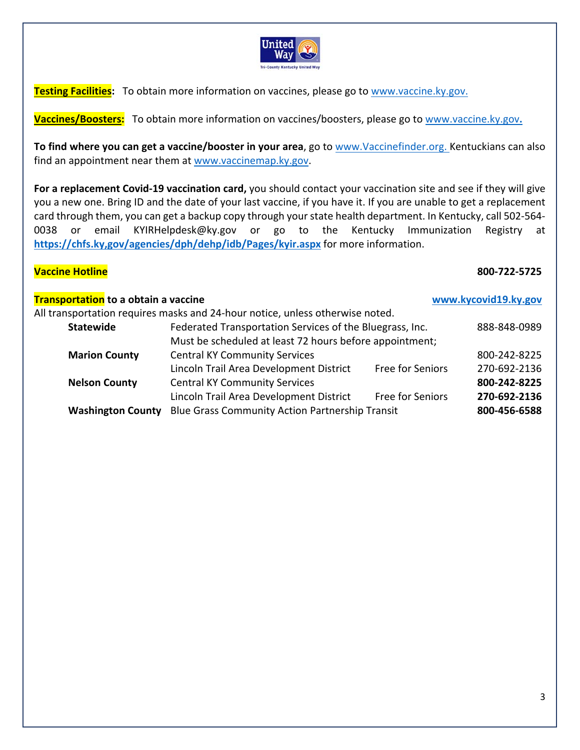**Testing Facilities:** To obtain more information on vaccines, please go to www.vaccine.ky.gov.

**Vaccines/Boosters:** To obtain more information on vaccines/boosters, please go to www.vaccine.ky.gov.

**To find where you can get a vaccine/booster in your area**, go to www.Vaccinefinder.org. Kentuckians can also find an appointment near them at www.vaccinemap.ky.gov.

**For a replacement Covid-19 vaccination card,** you should contact your vaccination site and see if they will give you a new one. Bring ID and the date of your last vaccine, if you have it. If you are unable to get a replacement card through them, you can get a backup copy through your state health department. In Kentucky, call 502-564-0038 or email KYIRHelpdesk@ky.gov or go to the Kentucky Immunization Registry at **https://chfs.ky,gov/agencies/dph/dehp/idb/Pages/kyir.aspx** for more information.

**Vaccine Hotline** **800-722-5725**

**Transportation to a obtain a vaccine** **www.kycovid19.ky.gov**

All transportation requires masks and 24-hour notice, unless otherwise noted.

| | | | |
|---|---|---|---|
| **Statewide** | Federated Transportation Services of the Bluegrass, Inc. Must be scheduled at least 72 hours before appointment; | | 888-848-0989 |
| **Marion County** | Central KY Community Services | | 800-242-8225 |
| | Lincoln Trail Area Development District | Free for Seniors | 270-692-2136 |
| **Nelson County** | Central KY Community Services | | **800-242-8225** |
| | Lincoln Trail Area Development District | Free for Seniors | **270-692-2136** |
| **Washington County** | Blue Grass Community Action Partnership Transit | | **800-456-6588** |